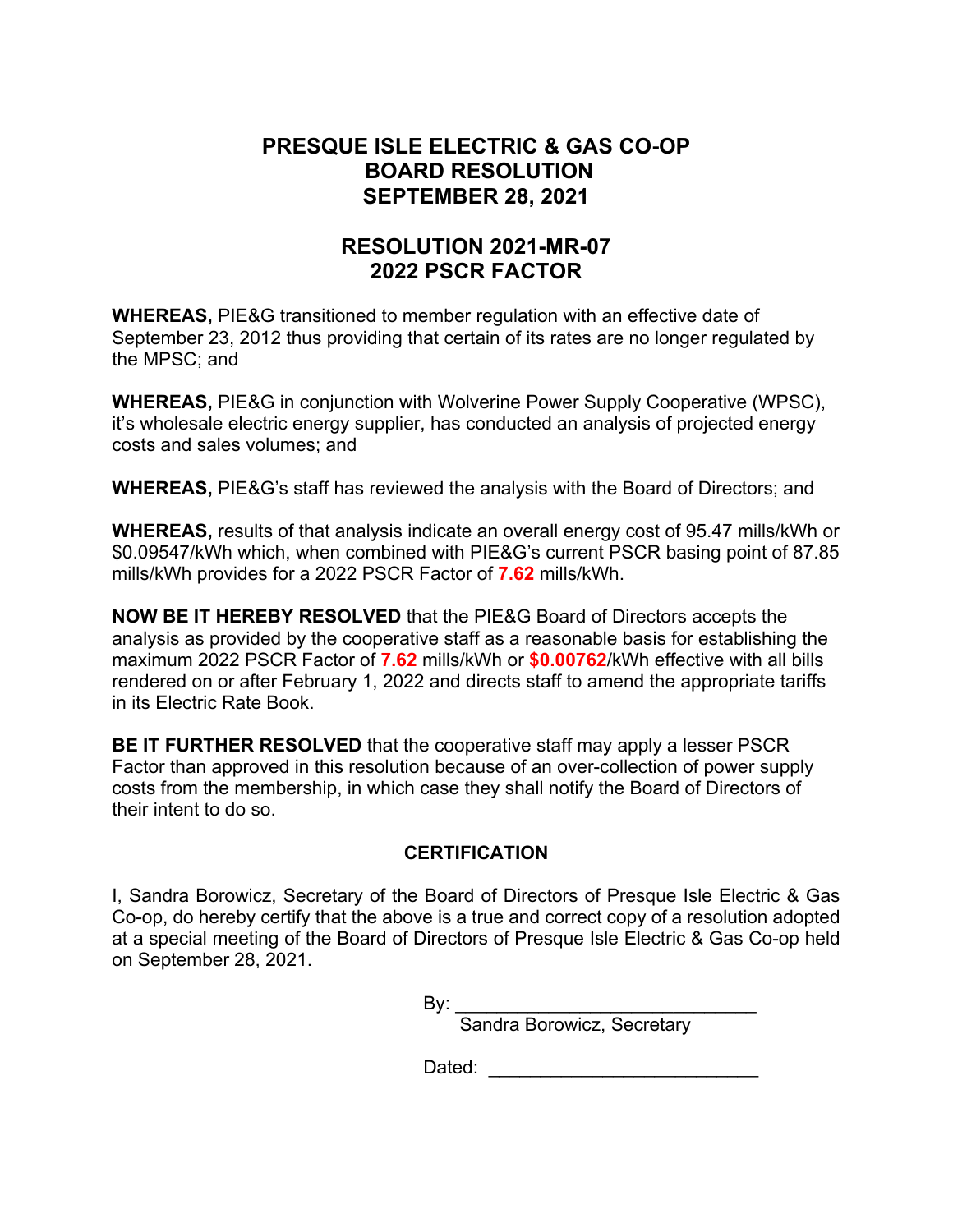# PRESQUE ISLE ELECTRIC & GAS CO-OP
# BOARD RESOLUTION
# SEPTEMBER 28, 2021

## RESOLUTION 2021-MR-07
## 2022 PSCR FACTOR

**WHEREAS,** PIE&G transitioned to member regulation with an effective date of September 23, 2012 thus providing that certain of its rates are no longer regulated by the MPSC; and

**WHEREAS,** PIE&G in conjunction with Wolverine Power Supply Cooperative (WPSC), it's wholesale electric energy supplier, has conducted an analysis of projected energy costs and sales volumes; and

**WHEREAS,** PIE&G's staff has reviewed the analysis with the Board of Directors; and

**WHEREAS,** results of that analysis indicate an overall energy cost of 95.47 mills/kWh or $0.09547/kWh which, when combined with PIE&G's current PSCR basing point of 87.85 mills/kWh provides for a 2022 PSCR Factor of **7.62** mills/kWh.

**NOW BE IT HEREBY RESOLVED** that the PIE&G Board of Directors accepts the analysis as provided by the cooperative staff as a reasonable basis for establishing the maximum 2022 PSCR Factor of **7.62** mills/kWh or **$0.00762**/kWh effective with all bills rendered on or after February 1, 2022 and directs staff to amend the appropriate tariffs in its Electric Rate Book.

**BE IT FURTHER RESOLVED** that the cooperative staff may apply a lesser PSCR Factor than approved in this resolution because of an over-collection of power supply costs from the membership, in which case they shall notify the Board of Directors of their intent to do so.

### CERTIFICATION

I, Sandra Borowicz, Secretary of the Board of Directors of Presque Isle Electric & Gas Co-op, do hereby certify that the above is a true and correct copy of a resolution adopted at a special meeting of the Board of Directors of Presque Isle Electric & Gas Co-op held on September 28, 2021.

By: ______________________________
Sandra Borowicz, Secretary

Dated: ___________________________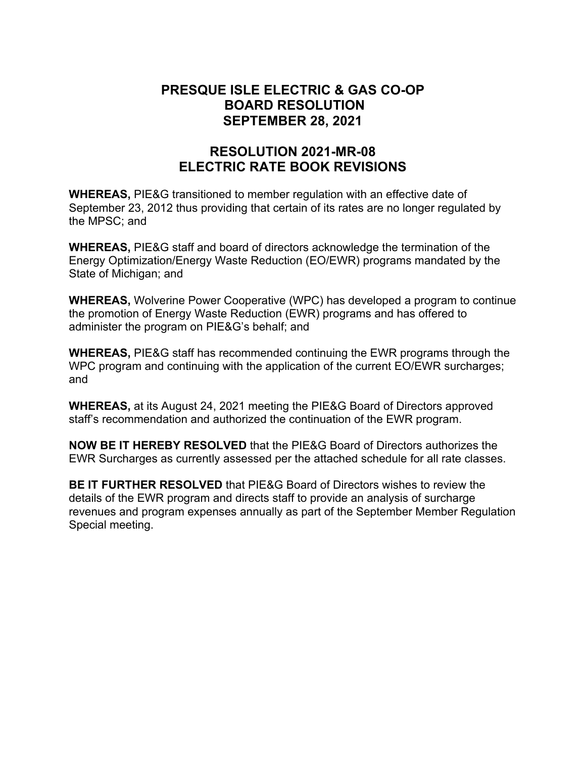# PRESQUE ISLE ELECTRIC & GAS CO-OP
# BOARD RESOLUTION
# SEPTEMBER 28, 2021

## RESOLUTION 2021-MR-08
## ELECTRIC RATE BOOK REVISIONS

**WHEREAS,** PIE&G transitioned to member regulation with an effective date of September 23, 2012 thus providing that certain of its rates are no longer regulated by the MPSC; and

**WHEREAS,** PIE&G staff and board of directors acknowledge the termination of the Energy Optimization/Energy Waste Reduction (EO/EWR) programs mandated by the State of Michigan; and

**WHEREAS,** Wolverine Power Cooperative (WPC) has developed a program to continue the promotion of Energy Waste Reduction (EWR) programs and has offered to administer the program on PIE&G's behalf; and

**WHEREAS,** PIE&G staff has recommended continuing the EWR programs through the WPC program and continuing with the application of the current EO/EWR surcharges; and

**WHEREAS,** at its August 24, 2021 meeting the PIE&G Board of Directors approved staff's recommendation and authorized the continuation of the EWR program.

**NOW BE IT HEREBY RESOLVED** that the PIE&G Board of Directors authorizes the EWR Surcharges as currently assessed per the attached schedule for all rate classes.

**BE IT FURTHER RESOLVED** that PIE&G Board of Directors wishes to review the details of the EWR program and directs staff to provide an analysis of surcharge revenues and program expenses annually as part of the September Member Regulation Special meeting.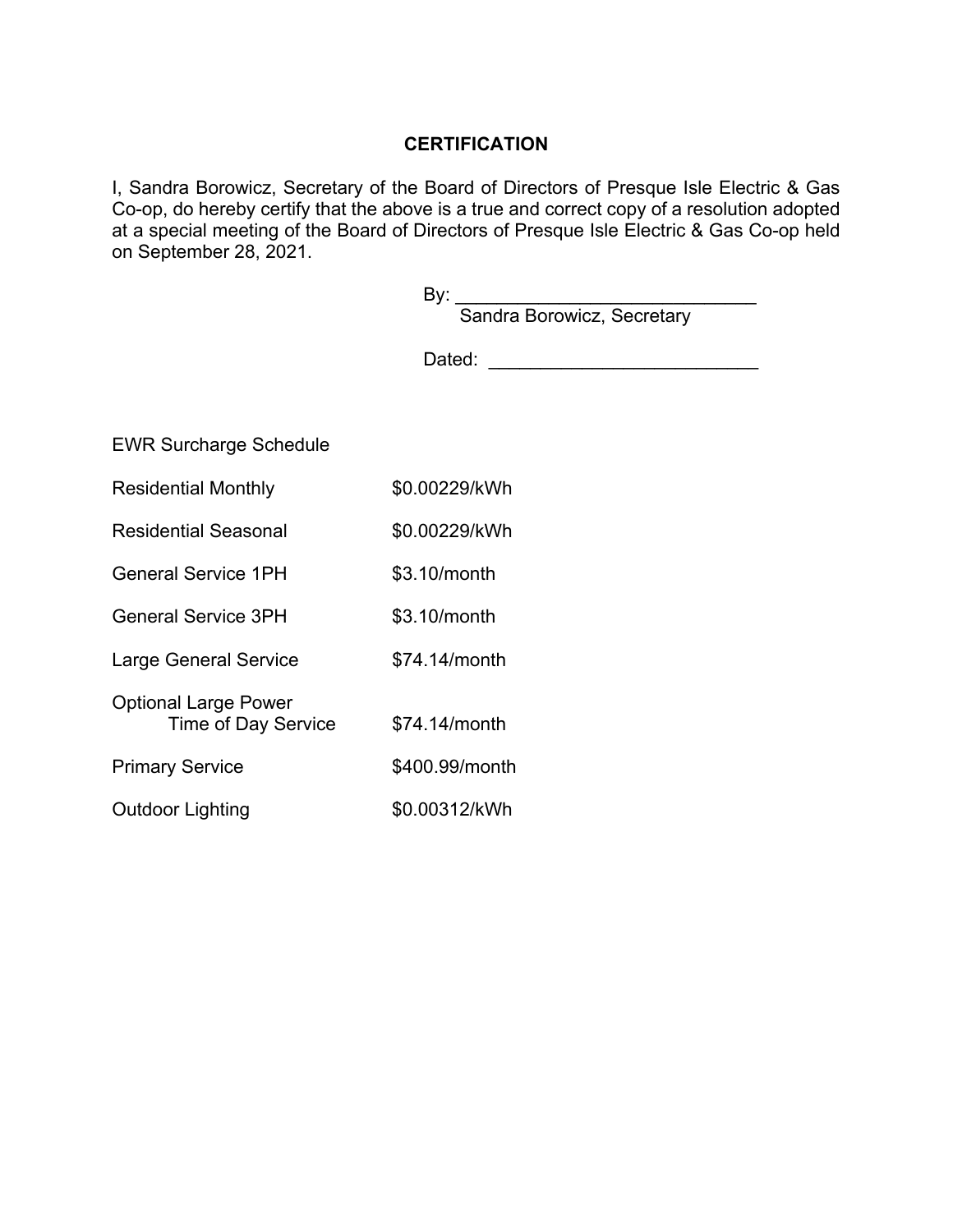## CERTIFICATION

I, Sandra Borowicz, Secretary of the Board of Directors of Presque Isle Electric & Gas Co-op, do hereby certify that the above is a true and correct copy of a resolution adopted at a special meeting of the Board of Directors of Presque Isle Electric & Gas Co-op held on September 28, 2021.

By: ______________________________
Sandra Borowicz, Secretary

Dated: ___________________________

EWR Surcharge Schedule

| | |
|---|---|
| Residential Monthly | \$0.00229/kWh |
| Residential Seasonal | \$0.00229/kWh |
| General Service 1PH | \$3.10/month |
| General Service 3PH | \$3.10/month |
| Large General Service | \$74.14/month |
| Optional Large Power Time of Day Service | \$74.14/month |
| Primary Service | \$400.99/month |
| Outdoor Lighting | \$0.00312/kWh |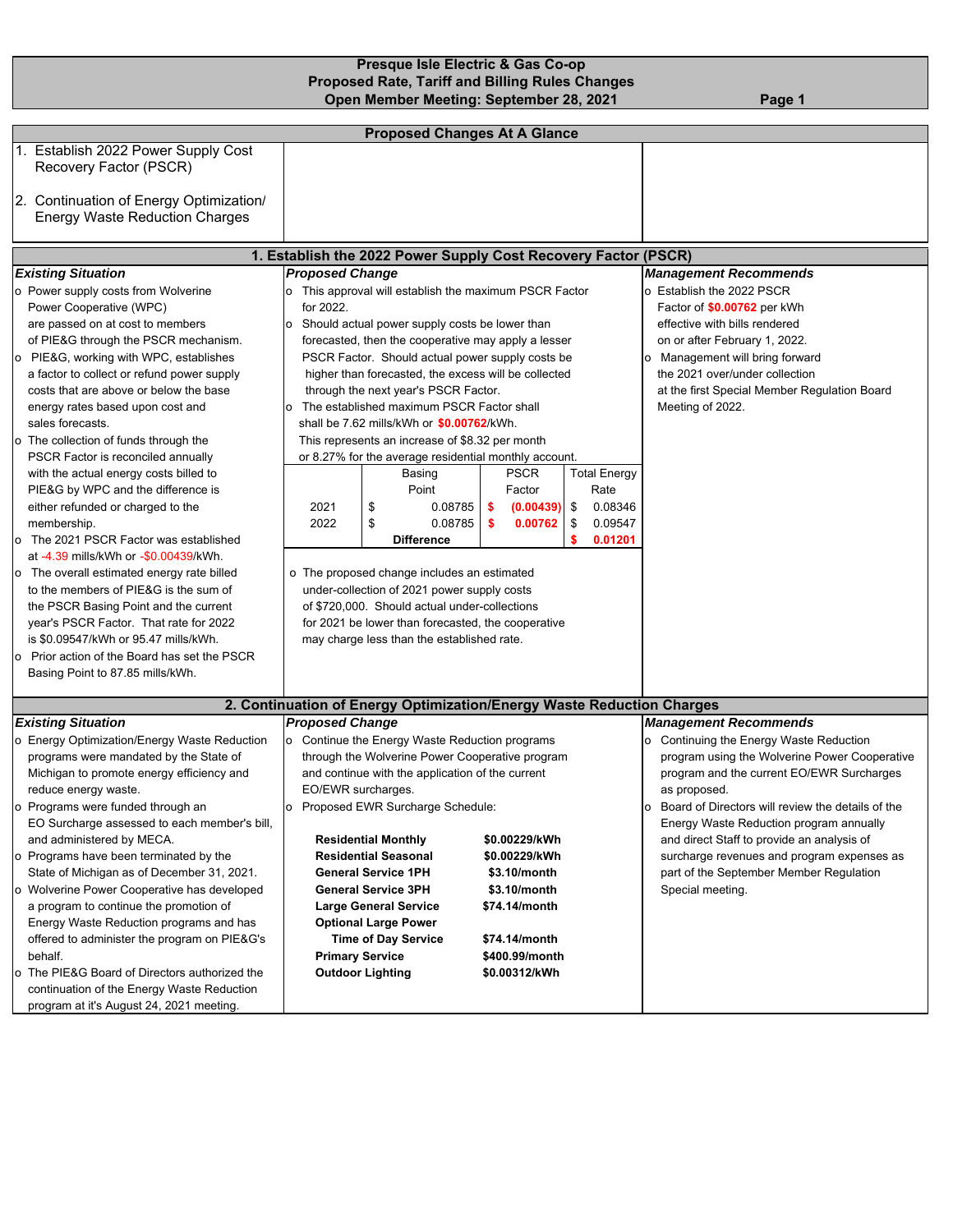# Presque Isle Electric & Gas Co-op
## Proposed Rate, Tariff and Billing Rules Changes
### Open Member Meeting: September 28, 2021

## Proposed Changes At A Glance

1. Establish 2022 Power Supply Cost Recovery Factor (PSCR)

2. Continuation of Energy Optimization/ Energy Waste Reduction Charges

## 1. Establish the 2022 Power Supply Cost Recovery Factor (PSCR)

### *Existing Situation*

- Power supply costs from Wolverine Power Cooperative (WPC) are passed on at cost to members of PIE&G through the PSCR mechanism.
- PIE&G, working with WPC, establishes a factor to collect or refund power supply costs that are above or below the base energy rates based upon cost and sales forecasts.
- The collection of funds through the PSCR Factor is reconciled annually with the actual energy costs billed to PIE&G by WPC and the difference is either refunded or charged to the membership.
- The 2021 PSCR Factor was established at -4.39 mills/kWh or -$0.00439/kWh.
- The overall estimated energy rate billed to the members of PIE&G is the sum of the PSCR Basing Point and the current year's PSCR Factor. That rate for 2022 is $0.09547/kWh or 95.47 mills/kWh.
- Prior action of the Board has set the PSCR Basing Point to 87.85 mills/kWh.

### *Proposed Change*

- This approval will establish the maximum PSCR Factor for 2022.
- Should actual power supply costs be lower than forecasted, then the cooperative may apply a lesser PSCR Factor. Should actual power supply costs be higher than forecasted, the excess will be collected through the next year's PSCR Factor.
- The established maximum PSCR Factor shall shall be 7.62 mills/kWh or **$0.00762**/kWh. This represents an increase of $8.32 per month or 8.27% for the average residential monthly account.

| | Basing Point | PSCR Factor | Total Energy Rate |
|---|---|---|---|
| 2021 | $ 0.08785 | **$ (0.00439)** | $ 0.08346 |
| 2022 | $ 0.08785 | **$ 0.00762** | $ 0.09547 |
| | **Difference** | | **$ 0.01201** |

- The proposed change includes an estimated under-collection of 2021 power supply costs of $720,000. Should actual under-collections for 2021 be lower than forecasted, the cooperative may charge less than the established rate.

### *Management Recommends*

- Establish the 2022 PSCR Factor of **$0.00762** per kWh effective with bills rendered on or after February 1, 2022.
- Management will bring forward the 2021 over/under collection at the first Special Member Regulation Board Meeting of 2022.

## 2. Continuation of Energy Optimization/Energy Waste Reduction Charges

### *Existing Situation*

- Energy Optimization/Energy Waste Reduction programs were mandated by the State of Michigan to promote energy efficiency and reduce energy waste.
- Programs were funded through an EO Surcharge assessed to each member's bill, and administered by MECA.
- Programs have been terminated by the State of Michigan as of December 31, 2021.
- Wolverine Power Cooperative has developed a program to continue the promotion of Energy Waste Reduction programs and has offered to administer the program on PIE&G's behalf.
- The PIE&G Board of Directors authorized the continuation of the Energy Waste Reduction program at it's August 24, 2021 meeting.

### *Proposed Change*

- Continue the Energy Waste Reduction programs through the Wolverine Power Cooperative program and continue with the application of the current EO/EWR surcharges.
- Proposed EWR Surcharge Schedule:

| | |
|---|---|
| **Residential Monthly** | **$0.00229/kWh** |
| **Residential Seasonal** | **$0.00229/kWh** |
| **General Service 1PH** | **$3.10/month** |
| **General Service 3PH** | **$3.10/month** |
| **Large General Service** | **$74.14/month** |
| **Optional Large Power Time of Day Service** | **$74.14/month** |
| **Primary Service** | **$400.99/month** |
| **Outdoor Lighting** | **$0.00312/kWh** |

### *Management Recommends*

- Continuing the Energy Waste Reduction program using the Wolverine Power Cooperative program and the current EO/EWR Surcharges as proposed.
- Board of Directors will review the details of the Energy Waste Reduction program annually and direct Staff to provide an analysis of surcharge revenues and program expenses as part of the September Member Regulation Special meeting.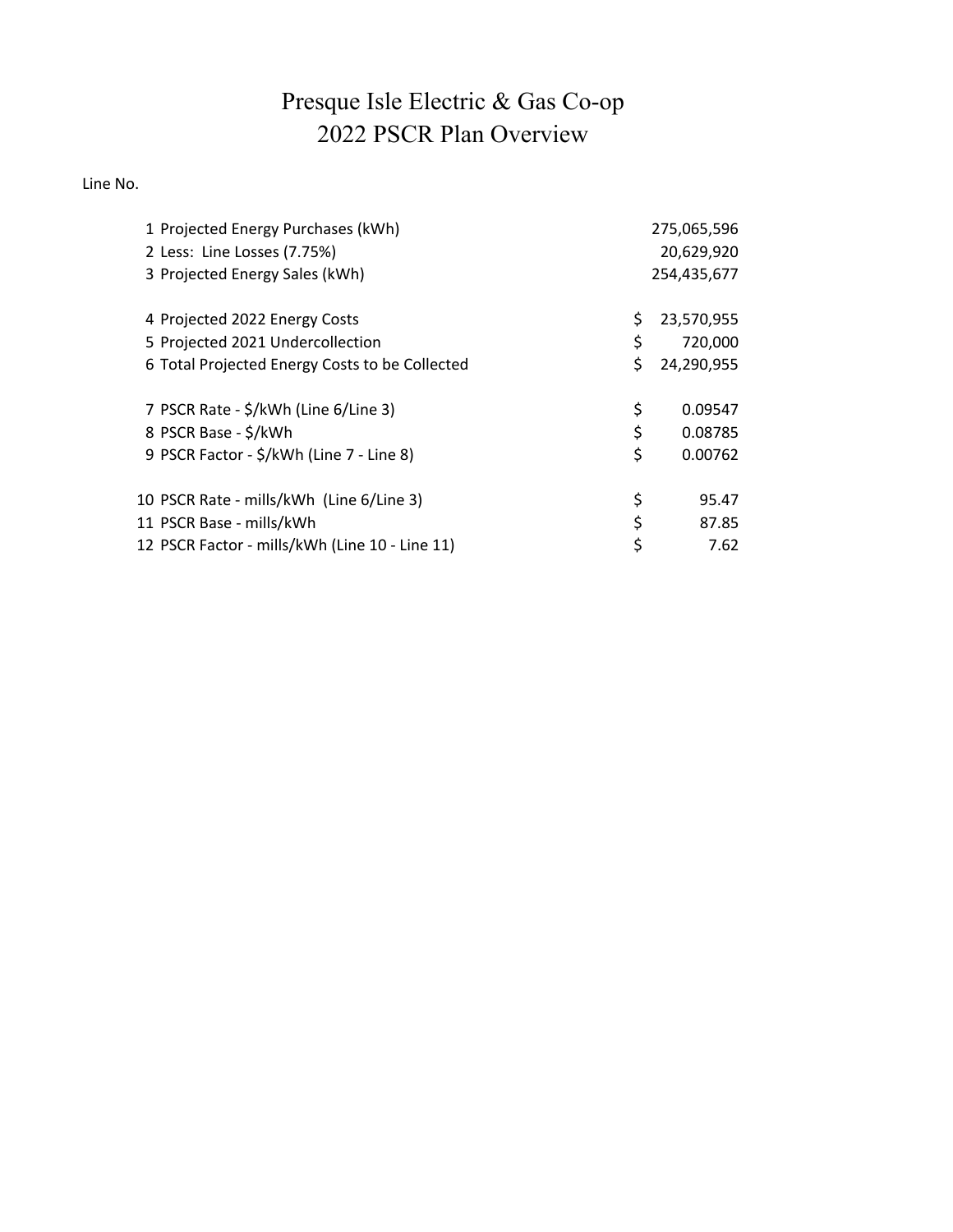# Presque Isle Electric & Gas Co-op
## 2022 PSCR Plan Overview

| Line No. | | | |
|---|---|---|---|
| 1 | Projected Energy Purchases (kWh) | | 275,065,596 |
| 2 | Less: Line Losses (7.75%) | | 20,629,920 |
| 3 | Projected Energy Sales (kWh) | | 254,435,677 |
| | | | |
| 4 | Projected 2022 Energy Costs | $ | 23,570,955 |
| 5 | Projected 2021 Undercollection | $ | 720,000 |
| 6 | Total Projected Energy Costs to be Collected | $ | 24,290,955 |
| | | | |
| 7 | PSCR Rate - $/kWh (Line 6/Line 3) | $ | 0.09547 |
| 8 | PSCR Base - $/kWh | $ | 0.08785 |
| 9 | PSCR Factor - $/kWh (Line 7 - Line 8) | $ | 0.00762 |
| | | | |
| 10 | PSCR Rate - mills/kWh (Line 6/Line 3) | $ | 95.47 |
| 11 | PSCR Base - mills/kWh | $ | 87.85 |
| 12 | PSCR Factor - mills/kWh (Line 10 - Line 11) | $ | 7.62 |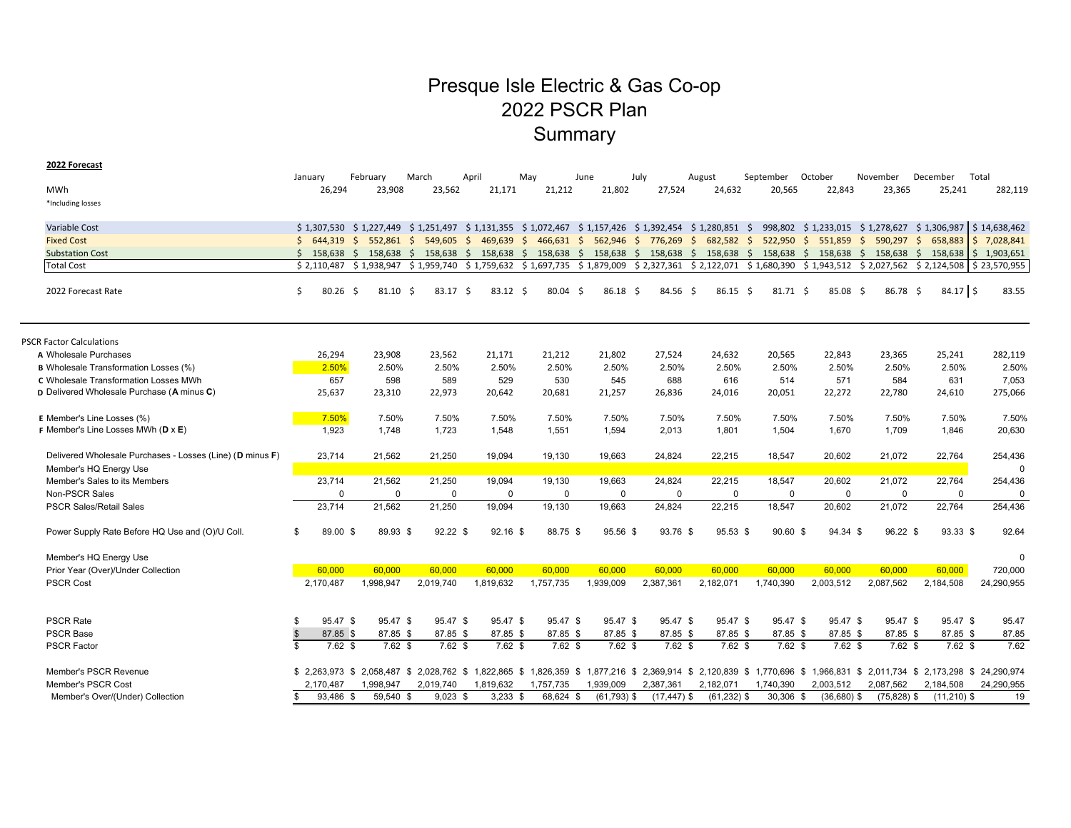# Presque Isle Electric & Gas Co-op
## 2022 PSCR Plan
## Summary

**2022 Forecast**

| | January | February | March | April | May | June | July | August | September | October | November | December | Total |
|---|---|---|---|---|---|---|---|---|---|---|---|---|---|
| MWh | 26,294 | 23,908 | 23,562 | 21,171 | 21,212 | 21,802 | 27,524 | 24,632 | 20,565 | 22,843 | 23,365 | 25,241 | 282,119 |
| *Including losses | | | | | | | | | | | | | |
| Variable Cost | $ 1,307,530 | $ 1,227,449 | $ 1,251,497 | $ 1,131,355 | $ 1,072,467 | $ 1,157,426 | $ 1,392,454 | $ 1,280,851 | $ 998,802 | $ 1,233,015 | $ 1,278,627 | $ 1,306,987 | $ 14,638,462 |
| Fixed Cost | $ 644,319 | $ 552,861 | $ 549,605 | $ 469,639 | $ 466,631 | $ 562,946 | $ 776,269 | $ 682,582 | $ 522,950 | $ 551,859 | $ 590,297 | $ 658,883 | $ 7,028,841 |
| Substation Cost | $ 158,638 | $ 158,638 | $ 158,638 | $ 158,638 | $ 158,638 | $ 158,638 | $ 158,638 | $ 158,638 | $ 158,638 | $ 158,638 | $ 158,638 | $ 158,638 | $ 1,903,651 |
| Total Cost | $ 2,110,487 | $ 1,938,947 | $ 1,959,740 | $ 1,759,632 | $ 1,697,735 | $ 1,879,009 | $ 2,327,361 | $ 2,122,071 | $ 1,680,390 | $ 1,943,512 | $ 2,027,562 | $ 2,124,508 | $ 23,570,955 |
| 2022 Forecast Rate | $ 80.26 | $ 81.10 | $ 83.17 | $ 83.12 | $ 80.04 | $ 86.18 | $ 84.56 | $ 86.15 | $ 81.71 | $ 85.08 | $ 86.78 | $ 84.17 | $ 83.55 |

**PSCR Factor Calculations**

| | January | February | March | April | May | June | July | August | September | October | November | December | Total |
|---|---|---|---|---|---|---|---|---|---|---|---|---|---|
| **A** Wholesale Purchases | 26,294 | 23,908 | 23,562 | 21,171 | 21,212 | 21,802 | 27,524 | 24,632 | 20,565 | 22,843 | 23,365 | 25,241 | 282,119 |
| **B** Wholesale Transformation Losses (%) | 2.50% | 2.50% | 2.50% | 2.50% | 2.50% | 2.50% | 2.50% | 2.50% | 2.50% | 2.50% | 2.50% | 2.50% | 2.50% |
| **C** Wholesale Transformation Losses MWh | 657 | 598 | 589 | 529 | 530 | 545 | 688 | 616 | 514 | 571 | 584 | 631 | 7,053 |
| **D** Delivered Wholesale Purchase (**A** minus **C**) | 25,637 | 23,310 | 22,973 | 20,642 | 20,681 | 21,257 | 26,836 | 24,016 | 20,051 | 22,272 | 22,780 | 24,610 | 275,066 |
| **E** Member's Line Losses (%) | 7.50% | 7.50% | 7.50% | 7.50% | 7.50% | 7.50% | 7.50% | 7.50% | 7.50% | 7.50% | 7.50% | 7.50% | 7.50% |
| **F** Member's Line Losses MWh (**D** x **E**) | 1,923 | 1,748 | 1,723 | 1,548 | 1,551 | 1,594 | 2,013 | 1,801 | 1,504 | 1,670 | 1,709 | 1,846 | 20,630 |
| Delivered Wholesale Purchases - Losses (Line) (**D** minus **F**) | 23,714 | 21,562 | 21,250 | 19,094 | 19,130 | 19,663 | 24,824 | 22,215 | 18,547 | 20,602 | 21,072 | 22,764 | 254,436 |
| Member's HQ Energy Use | | | | | | | | | | | | | 0 |
| Member's Sales to its Members | 23,714 | 21,562 | 21,250 | 19,094 | 19,130 | 19,663 | 24,824 | 22,215 | 18,547 | 20,602 | 21,072 | 22,764 | 254,436 |
| Non-PSCR Sales | 0 | 0 | 0 | 0 | 0 | 0 | 0 | 0 | 0 | 0 | 0 | 0 | 0 |
| PSCR Sales/Retail Sales | 23,714 | 21,562 | 21,250 | 19,094 | 19,130 | 19,663 | 24,824 | 22,215 | 18,547 | 20,602 | 21,072 | 22,764 | 254,436 |
| Power Supply Rate Before HQ Use and (O)/U Coll. | $ 89.00 | $ 89.93 | $ 92.22 | $ 92.16 | $ 88.75 | $ 95.56 | $ 93.76 | $ 95.53 | $ 90.60 | $ 94.34 | $ 96.22 | $ 93.33 | $ 92.64 |
| Member's HQ Energy Use | | | | | | | | | | | | | 0 |
| Prior Year (Over)/Under Collection | 60,000 | 60,000 | 60,000 | 60,000 | 60,000 | 60,000 | 60,000 | 60,000 | 60,000 | 60,000 | 60,000 | 60,000 | 720,000 |
| PSCR Cost | 2,170,487 | 1,998,947 | 2,019,740 | 1,819,632 | 1,757,735 | 1,939,009 | 2,387,361 | 2,182,071 | 1,740,390 | 2,003,512 | 2,087,562 | 2,184,508 | 24,290,955 |
| PSCR Rate | $ 95.47 | $ 95.47 | $ 95.47 | $ 95.47 | $ 95.47 | $ 95.47 | $ 95.47 | $ 95.47 | $ 95.47 | $ 95.47 | $ 95.47 | $ 95.47 | $ 95.47 |
| PSCR Base | $ 87.85 | $ 87.85 | $ 87.85 | $ 87.85 | $ 87.85 | $ 87.85 | $ 87.85 | $ 87.85 | $ 87.85 | $ 87.85 | $ 87.85 | $ 87.85 | $ 87.85 |
| PSCR Factor | $ 7.62 | $ 7.62 | $ 7.62 | $ 7.62 | $ 7.62 | $ 7.62 | $ 7.62 | $ 7.62 | $ 7.62 | $ 7.62 | $ 7.62 | $ 7.62 | $ 7.62 |
| Member's PSCR Revenue | $ 2,263,973 | $ 2,058,487 | $ 2,028,762 | $ 1,822,865 | $ 1,826,359 | $ 1,877,216 | $ 2,369,914 | $ 2,120,839 | $ 1,770,696 | $ 1,966,831 | $ 2,011,734 | $ 2,173,298 | $ 24,290,974 |
| Member's PSCR Cost | 2,170,487 | 1,998,947 | 2,019,740 | 1,819,632 | 1,757,735 | 1,939,009 | 2,387,361 | 2,182,071 | 1,740,390 | 2,003,512 | 2,087,562 | 2,184,508 | 24,290,955 |
| Member's Over/(Under) Collection | $ 93,486 | $ 59,540 | $ 9,023 | $ 3,233 | $ 68,624 | $ (61,793) | $ (17,447) | $ (61,232) | $ 30,306 | $ (36,680) | $ (75,828) | $ (11,210) | $ 19 |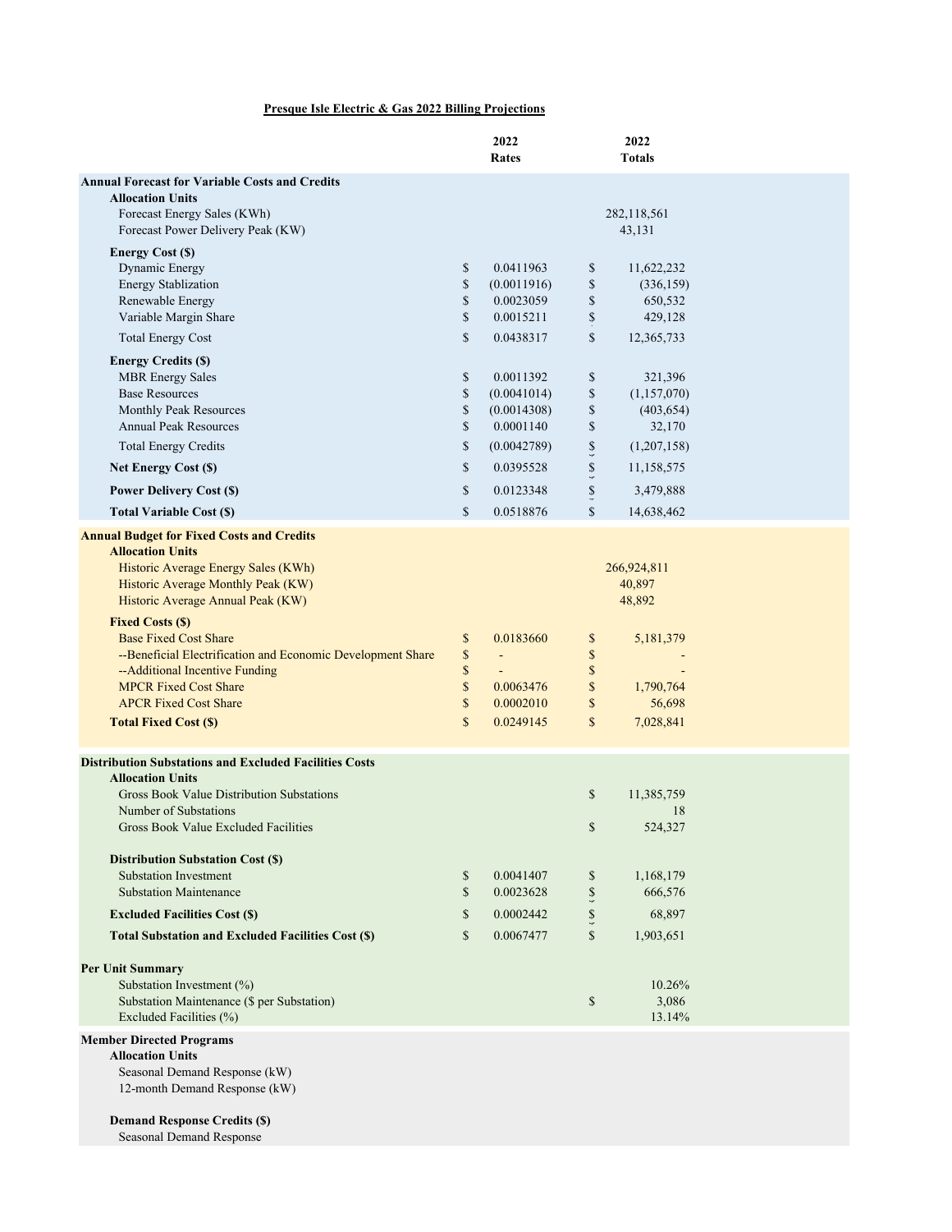**Presque Isle Electric & Gas 2022 Billing Projections**

| | 2022 Rates | 2022 Totals |
|---|---|---|
| **Annual Forecast for Variable Costs and Credits** | | |
| **Allocation Units** | | |
| Forecast Energy Sales (KWh) | | 282,118,561 |
| Forecast Power Delivery Peak (KW) | | 43,131 |
| **Energy Cost ($)** | | |
| Dynamic Energy | $ 0.0411963 | $ 11,622,232 |
| Energy Stablization | $ (0.0011916) | $ (336,159) |
| Renewable Energy | $ 0.0023059 | $ 650,532 |
| Variable Margin Share | $ 0.0015211 | $ 429,128 |
| Total Energy Cost | $ 0.0438317 | $ 12,365,733 |
| **Energy Credits ($)** | | |
| MBR Energy Sales | $ 0.0011392 | $ 321,396 |
| Base Resources | $ (0.0041014) | $ (1,157,070) |
| Monthly Peak Resources | $ (0.0014308) | $ (403,654) |
| Annual Peak Resources | $ 0.0001140 | $ 32,170 |
| Total Energy Credits | $ (0.0042789) | $ (1,207,158) |
| **Net Energy Cost ($)** | $ 0.0395528 | $ 11,158,575 |
| **Power Delivery Cost ($)** | $ 0.0123348 | $ 3,479,888 |
| **Total Variable Cost ($)** | $ 0.0518876 | $ 14,638,462 |
| **Annual Budget for Fixed Costs and Credits** | | |
| **Allocation Units** | | |
| Historic Average Energy Sales (KWh) | | 266,924,811 |
| Historic Average Monthly Peak (KW) | | 40,897 |
| Historic Average Annual Peak (KW) | | 48,892 |
| **Fixed Costs ($)** | | |
| Base Fixed Cost Share | $ 0.0183660 | $ 5,181,379 |
| --Beneficial Electrification and Economic Development Share | $ - | $ - |
| --Additional Incentive Funding | $ - | $ - |
| MPCR Fixed Cost Share | $ 0.0063476 | $ 1,790,764 |
| APCR Fixed Cost Share | $ 0.0002010 | $ 56,698 |
| **Total Fixed Cost ($)** | $ 0.0249145 | $ 7,028,841 |
| **Distribution Substations and Excluded Facilities Costs** | | |
| **Allocation Units** | | |
| Gross Book Value Distribution Substations | | $ 11,385,759 |
| Number of Substations | | 18 |
| Gross Book Value Excluded Facilities | | $ 524,327 |
| **Distribution Substation Cost ($)** | | |
| Substation Investment | $ 0.0041407 | $ 1,168,179 |
| Substation Maintenance | $ 0.0023628 | $ 666,576 |
| **Excluded Facilities Cost ($)** | $ 0.0002442 | $ 68,897 |
| **Total Substation and Excluded Facilities Cost ($)** | $ 0.0067477 | $ 1,903,651 |
| **Per Unit Summary** | | |
| Substation Investment (%) | | 10.26% |
| Substation Maintenance ($ per Substation) | | $ 3,086 |
| Excluded Facilities (%) | | 13.14% |
| **Member Directed Programs** | | |
| **Allocation Units** | | |
| Seasonal Demand Response (kW) | | |
| 12-month Demand Response (kW) | | |
| **Demand Response Credits ($)** | | |
| Seasonal Demand Response | | |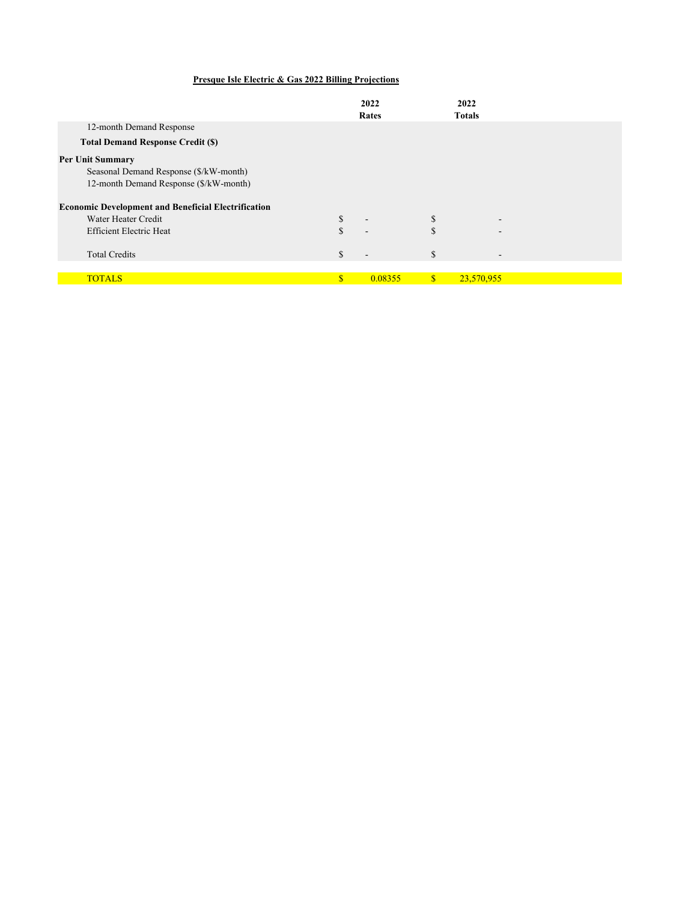**Presque Isle Electric & Gas 2022 Billing Projections**

| | 2022 Rates | 2022 Totals |
|---|---|---|
| 12-month Demand Response | | |
| **Total Demand Response Credit ($)** | | |
| **Per Unit Summary** | | |
| Seasonal Demand Response ($/kW-month) | | |
| 12-month Demand Response ($/kW-month) | | |
| **Economic Development and Beneficial Electrification** | | |
| Water Heater Credit | $ - | $ - |
| Efficient Electric Heat | $ - | $ - |
| Total Credits | $ - | $ - |
| TOTALS | $ 0.08355 | $ 23,570,955 |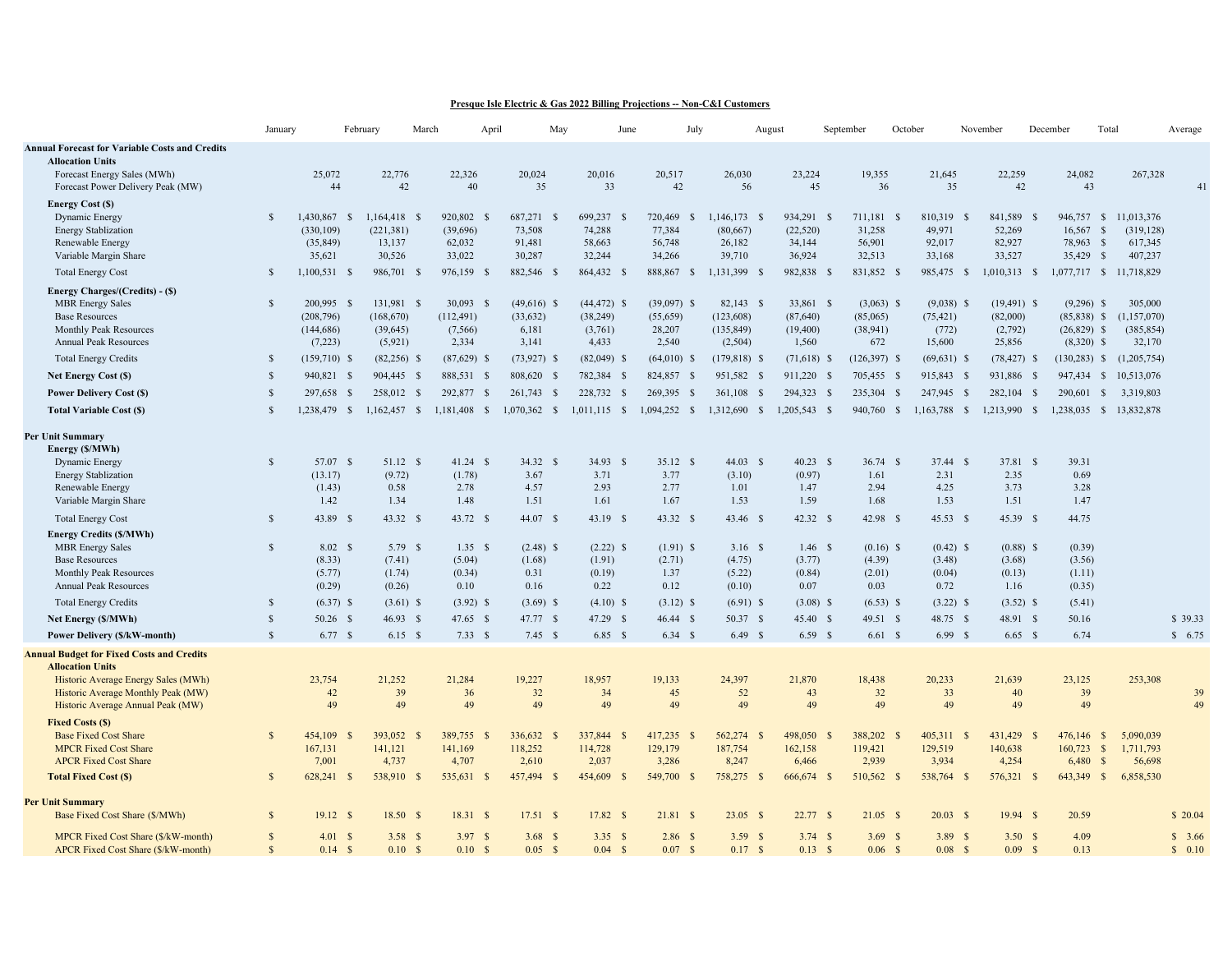**Presque Isle Electric & Gas 2022 Billing Projections -- Non-C&I Customers**

| | January | February | March | April | May | June | July | August | September | October | November | December | Total | Average |
|---|---|---|---|---|---|---|---|---|---|---|---|---|---|---|
| **Annual Forecast for Variable Costs and Credits** | | | | | | | | | | | | | | |
| **Allocation Units** | | | | | | | | | | | | | | |
| Forecast Energy Sales (MWh) | 25,072 | 22,776 | 22,326 | 20,024 | 20,016 | 20,517 | 26,030 | 23,224 | 19,355 | 21,645 | 22,259 | 24,082 | 267,328 | |
| Forecast Power Delivery Peak (MW) | 44 | 42 | 40 | 35 | 33 | 42 | 56 | 45 | 36 | 35 | 42 | 43 | | 41 |
| **Energy Cost ($)** | | | | | | | | | | | | | | |
| Dynamic Energy | $ 1,430,867 | $ 1,164,418 | $ 920,802 | $ 687,271 | $ 699,237 | $ 720,469 | $ 1,146,173 | $ 934,291 | $ 711,181 | $ 810,319 | $ 841,589 | $ 946,757 | $ 11,013,376 | |
| Energy Stablization | (330,109) | (221,381) | (39,696) | 73,508 | 74,288 | 77,384 | (80,667) | (22,520) | 31,258 | 49,971 | 52,269 | 16,567 | $ (319,128) | |
| Renewable Energy | (35,849) | 13,137 | 62,032 | 91,481 | 58,663 | 56,748 | 26,182 | 34,144 | 56,901 | 92,017 | 82,927 | 78,963 | $ 617,345 | |
| Variable Margin Share | 35,621 | 30,526 | 33,022 | 30,287 | 32,244 | 34,266 | 39,710 | 36,924 | 32,513 | 33,168 | 33,527 | 35,429 | $ 407,237 | |
| Total Energy Cost | $ 1,100,531 | $ 986,701 | $ 976,159 | $ 882,546 | $ 864,432 | $ 888,867 | $ 1,131,399 | $ 982,838 | $ 831,852 | $ 985,475 | $ 1,010,313 | $ 1,077,717 | $ 11,718,829 | |
| **Energy Charges/(Credits) - ($)** | | | | | | | | | | | | | | |
| MBR Energy Sales | $ 200,995 | $ 131,981 | $ 30,093 | $ (49,616) | $ (44,472) | $ (39,097) | $ 82,143 | $ 33,861 | $ (3,063) | $ (9,038) | $ (19,491) | $ (9,296) | $ 305,000 | |
| Base Resources | (208,796) | (168,670) | (112,491) | (33,632) | (38,249) | (55,659) | (123,608) | (87,640) | (85,065) | (75,421) | (82,000) | (85,838) | $ (1,157,070) | |
| Monthly Peak Resources | (144,686) | (39,645) | (7,566) | 6,181 | (3,761) | 28,207 | (135,849) | (19,400) | (38,941) | (772) | (2,792) | (26,829) | $ (385,854) | |
| Annual Peak Resources | (7,223) | (5,921) | 2,334 | 3,141 | 4,433 | 2,540 | (2,504) | 1,560 | 672 | 15,600 | 25,856 | (8,320) | $ 32,170 | |
| Total Energy Credits | $ (159,710) | $ (82,256) | $ (87,629) | $ (73,927) | $ (82,049) | $ (64,010) | $ (179,818) | $ (71,618) | $ (126,397) | $ (69,631) | $ (78,427) | $ (130,283) | $ (1,205,754) | |
| **Net Energy Cost ($)** | $ 940,821 | $ 904,445 | $ 888,531 | $ 808,620 | $ 782,384 | $ 824,857 | $ 951,582 | $ 911,220 | $ 705,455 | $ 915,843 | $ 931,886 | $ 947,434 | $ 10,513,076 | |
| **Power Delivery Cost ($)** | $ 297,658 | $ 258,012 | $ 292,877 | $ 261,743 | $ 228,732 | $ 269,395 | $ 361,108 | $ 294,323 | $ 235,304 | $ 247,945 | $ 282,104 | $ 290,601 | $ 3,319,803 | |
| **Total Variable Cost ($)** | $ 1,238,479 | $ 1,162,457 | $ 1,181,408 | $ 1,070,362 | $ 1,011,115 | $ 1,094,252 | $ 1,312,690 | $ 1,205,543 | $ 940,760 | $ 1,163,788 | $ 1,213,990 | $ 1,238,035 | $ 13,832,878 | |
| **Per Unit Summary** | | | | | | | | | | | | | | |
| **Energy ($/MWh)** | | | | | | | | | | | | | | |
| Dynamic Energy | $ 57.07 | $ 51.12 | $ 41.24 | $ 34.32 | $ 34.93 | $ 35.12 | $ 44.03 | $ 40.23 | $ 36.74 | $ 37.44 | $ 37.81 | $ 39.31 | | |
| Energy Stablization | (13.17) | (9.72) | (1.78) | 3.67 | 3.71 | 3.77 | (3.10) | (0.97) | 1.61 | 2.31 | 2.35 | 0.69 | | |
| Renewable Energy | (1.43) | 0.58 | 2.78 | 4.57 | 2.93 | 2.77 | 1.01 | 1.47 | 2.94 | 4.25 | 3.73 | 3.28 | | |
| Variable Margin Share | 1.42 | 1.34 | 1.48 | 1.51 | 1.61 | 1.67 | 1.53 | 1.59 | 1.68 | 1.53 | 1.51 | 1.47 | | |
| Total Energy Cost | $ 43.89 | $ 43.32 | $ 43.72 | $ 44.07 | $ 43.19 | $ 43.32 | $ 43.46 | $ 42.32 | $ 42.98 | $ 45.53 | $ 45.39 | $ 44.75 | | |
| **Energy Credits ($/MWh)** | | | | | | | | | | | | | | |
| MBR Energy Sales | $ 8.02 | $ 5.79 | $ 1.35 | $ (2.48) | $ (2.22) | $ (1.91) | $ 3.16 | $ 1.46 | $ (0.16) | $ (0.42) | $ (0.88) | $ (0.39) | | |
| Base Resources | (8.33) | (7.41) | (5.04) | (1.68) | (1.91) | (2.71) | (4.75) | (3.77) | (4.39) | (3.48) | (3.68) | (3.56) | | |
| Monthly Peak Resources | (5.77) | (1.74) | (0.34) | 0.31 | (0.19) | 1.37 | (5.22) | (0.84) | (2.01) | (0.04) | (0.13) | (1.11) | | |
| Annual Peak Resources | (0.29) | (0.26) | 0.10 | 0.16 | 0.22 | 0.12 | (0.10) | 0.07 | 0.03 | 0.72 | 1.16 | (0.35) | | |
| Total Energy Credits | $ (6.37) | $ (3.61) | $ (3.92) | $ (3.69) | $ (4.10) | $ (3.12) | $ (6.91) | $ (3.08) | $ (6.53) | $ (3.22) | $ (3.52) | $ (5.41) | | |
| **Net Energy ($/MWh)** | $ 50.26 | $ 46.93 | $ 47.65 | $ 47.77 | $ 47.29 | $ 46.44 | $ 50.37 | $ 45.40 | $ 49.51 | $ 48.75 | $ 48.91 | $ 50.16 | | $ 39.33 |
| **Power Delivery ($/kW-month)** | $ 6.77 | $ 6.15 | $ 7.33 | $ 7.45 | $ 6.85 | $ 6.34 | $ 6.49 | $ 6.59 | $ 6.61 | $ 6.99 | $ 6.65 | $ 6.74 | | $ 6.75 |
| **Annual Budget for Fixed Costs and Credits** | | | | | | | | | | | | | | |
| **Allocation Units** | | | | | | | | | | | | | | |
| Historic Average Energy Sales (MWh) | 23,754 | 21,252 | 21,284 | 19,227 | 18,957 | 19,133 | 24,397 | 21,870 | 18,438 | 20,233 | 21,639 | 23,125 | 253,308 | |
| Historic Average Monthly Peak (MW) | 42 | 39 | 36 | 32 | 34 | 45 | 52 | 43 | 32 | 33 | 40 | 39 | | 39 |
| Historic Average Annual Peak (MW) | 49 | 49 | 49 | 49 | 49 | 49 | 49 | 49 | 49 | 49 | 49 | 49 | | 49 |
| **Fixed Costs ($)** | | | | | | | | | | | | | | |
| Base Fixed Cost Share | $ 454,109 | $ 393,052 | $ 389,755 | $ 336,632 | $ 337,844 | $ 417,235 | $ 562,274 | $ 498,050 | $ 388,202 | $ 405,311 | $ 431,429 | $ 476,146 | $ 5,090,039 | |
| MPCR Fixed Cost Share | 167,131 | 141,121 | 141,169 | 118,252 | 114,728 | 129,179 | 187,754 | 162,158 | 119,421 | 129,519 | 140,638 | 160,723 | $ 1,711,793 | |
| APCR Fixed Cost Share | 7,001 | 4,737 | 4,707 | 2,610 | 2,037 | 3,286 | 8,247 | 6,466 | 2,939 | 3,934 | 4,254 | 6,480 | $ 56,698 | |
| **Total Fixed Cost ($)** | $ 628,241 | $ 538,910 | $ 535,631 | $ 457,494 | $ 454,609 | $ 549,700 | $ 758,275 | $ 666,674 | $ 510,562 | $ 538,764 | $ 576,321 | $ 643,349 | $ 6,858,530 | |
| **Per Unit Summary** | | | | | | | | | | | | | | |
| Base Fixed Cost Share ($/MWh) | $ 19.12 | $ 18.50 | $ 18.31 | $ 17.51 | $ 17.82 | $ 21.81 | $ 23.05 | $ 22.77 | $ 21.05 | $ 20.03 | $ 19.94 | $ 20.59 | | $ 20.04 |
| MPCR Fixed Cost Share ($/kW-month) | $ 4.01 | $ 3.58 | $ 3.97 | $ 3.68 | $ 3.35 | $ 2.86 | $ 3.59 | $ 3.74 | $ 3.69 | $ 3.89 | $ 3.50 | $ 4.09 | | $ 3.66 |
| APCR Fixed Cost Share ($/kW-month) | $ 0.14 | $ 0.10 | $ 0.10 | $ 0.05 | $ 0.04 | $ 0.07 | $ 0.17 | $ 0.13 | $ 0.06 | $ 0.08 | $ 0.09 | $ 0.13 | | $ 0.10 |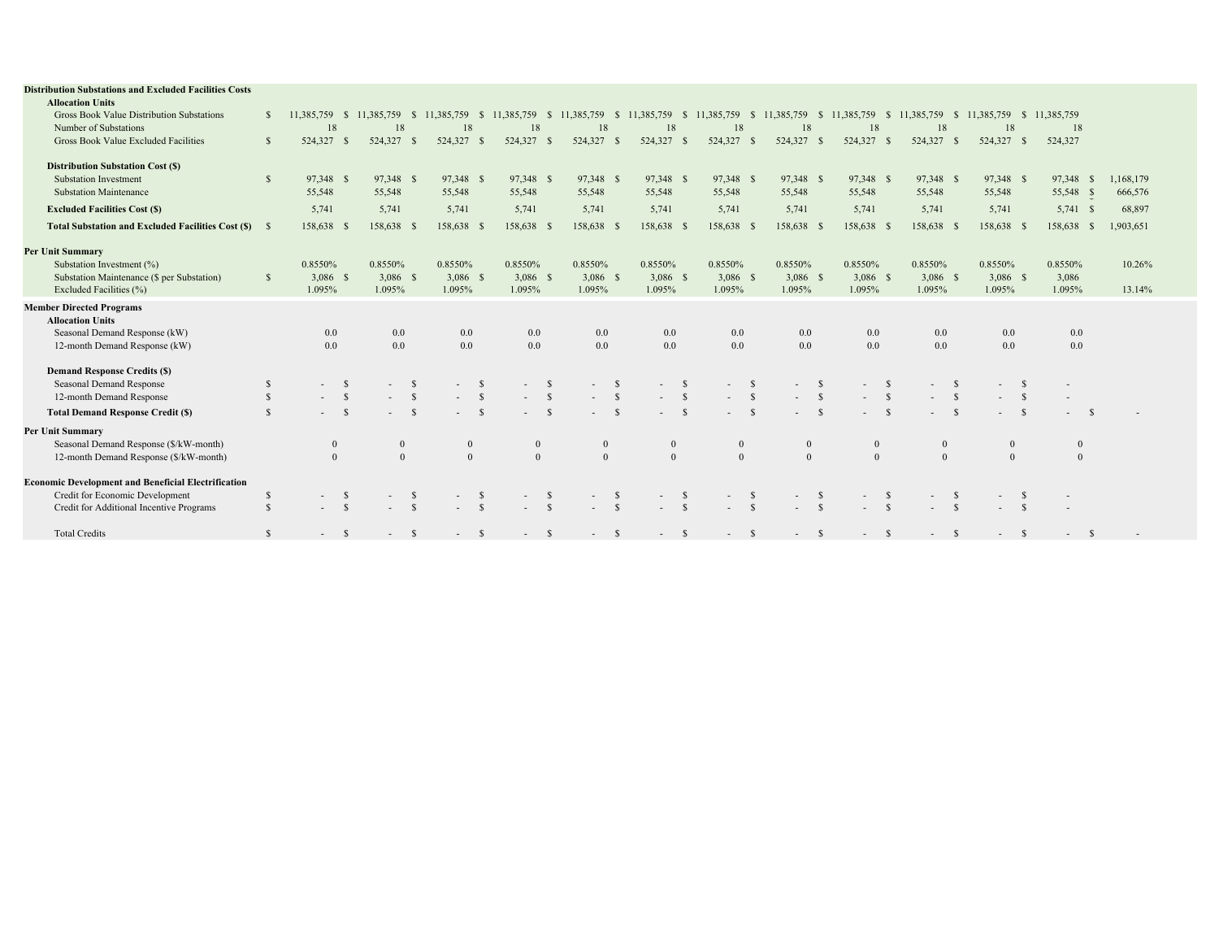| | | | | | | | | | | | | | |
|---|---|---|---|---|---|---|---|---|---|---|---|---|---|
| **Distribution Substations and Excluded Facilities Costs** | | | | | | | | | | | | | |
| **Allocation Units** | | | | | | | | | | | | | |
| Gross Book Value Distribution Substations | $ 11,385,759 | $ 11,385,759 | $ 11,385,759 | $ 11,385,759 | $ 11,385,759 | $ 11,385,759 | $ 11,385,759 | $ 11,385,759 | $ 11,385,759 | $ 11,385,759 | $ 11,385,759 | $ 11,385,759 | |
| Number of Substations | 18 | 18 | 18 | 18 | 18 | 18 | 18 | 18 | 18 | 18 | 18 | 18 | |
| Gross Book Value Excluded Facilities | $ 524,327 | $ 524,327 | $ 524,327 | $ 524,327 | $ 524,327 | $ 524,327 | $ 524,327 | $ 524,327 | $ 524,327 | $ 524,327 | $ 524,327 | $ 524,327 | |
| **Distribution Substation Cost ($)** | | | | | | | | | | | | | |
| Substation Investment | $ 97,348 | $ 97,348 | $ 97,348 | $ 97,348 | $ 97,348 | $ 97,348 | $ 97,348 | $ 97,348 | $ 97,348 | $ 97,348 | $ 97,348 | $ 97,348 | $ 1,168,179 |
| Substation Maintenance | 55,548 | 55,548 | 55,548 | 55,548 | 55,548 | 55,548 | 55,548 | 55,548 | 55,548 | 55,548 | 55,548 | 55,548 | $ 666,576 |
| **Excluded Facilities Cost ($)** | 5,741 | 5,741 | 5,741 | 5,741 | 5,741 | 5,741 | 5,741 | 5,741 | 5,741 | 5,741 | 5,741 | 5,741 | $ 68,897 |
| **Total Substation and Excluded Facilities Cost ($)** | $ 158,638 | $ 158,638 | $ 158,638 | $ 158,638 | $ 158,638 | $ 158,638 | $ 158,638 | $ 158,638 | $ 158,638 | $ 158,638 | $ 158,638 | $ 158,638 | $ 1,903,651 |
| **Per Unit Summary** | | | | | | | | | | | | | |
| Substation Investment (%) | 0.8550% | 0.8550% | 0.8550% | 0.8550% | 0.8550% | 0.8550% | 0.8550% | 0.8550% | 0.8550% | 0.8550% | 0.8550% | 0.8550% | 10.26% |
| Substation Maintenance ($ per Substation) | $ 3,086 | $ 3,086 | $ 3,086 | $ 3,086 | $ 3,086 | $ 3,086 | $ 3,086 | $ 3,086 | $ 3,086 | $ 3,086 | $ 3,086 | $ 3,086 | |
| Excluded Facilities (%) | 1.095% | 1.095% | 1.095% | 1.095% | 1.095% | 1.095% | 1.095% | 1.095% | 1.095% | 1.095% | 1.095% | 1.095% | 13.14% |
| **Member Directed Programs** | | | | | | | | | | | | | |
| **Allocation Units** | | | | | | | | | | | | | |
| Seasonal Demand Response (kW) | 0.0 | 0.0 | 0.0 | 0.0 | 0.0 | 0.0 | 0.0 | 0.0 | 0.0 | 0.0 | 0.0 | 0.0 | |
| 12-month Demand Response (kW) | 0.0 | 0.0 | 0.0 | 0.0 | 0.0 | 0.0 | 0.0 | 0.0 | 0.0 | 0.0 | 0.0 | 0.0 | |
| **Demand Response Credits ($)** | | | | | | | | | | | | | |
| Seasonal Demand Response | $ - | $ - | $ - | $ - | $ - | $ - | $ - | $ - | $ - | $ - | $ - | $ - | |
| 12-month Demand Response | $ - | $ - | $ - | $ - | $ - | $ - | $ - | $ - | $ - | $ - | $ - | $ - | |
| **Total Demand Response Credit ($)** | $ - | $ - | $ - | $ - | $ - | $ - | $ - | $ - | $ - | $ - | $ - | $ - | $ - |
| **Per Unit Summary** | | | | | | | | | | | | | |
| Seasonal Demand Response ($/kW-month) | 0 | 0 | 0 | 0 | 0 | 0 | 0 | 0 | 0 | 0 | 0 | 0 | |
| 12-month Demand Response ($/kW-month) | 0 | 0 | 0 | 0 | 0 | 0 | 0 | 0 | 0 | 0 | 0 | 0 | |
| **Economic Development and Beneficial Electrification** | | | | | | | | | | | | | |
| Credit for Economic Development | $ - | $ - | $ - | $ - | $ - | $ - | $ - | $ - | $ - | $ - | $ - | $ - | |
| Credit for Additional Incentive Programs | $ - | $ - | $ - | $ - | $ - | $ - | $ - | $ - | $ - | $ - | $ - | $ - | |
| Total Credits | $ - | $ - | $ - | $ - | $ - | $ - | $ - | $ - | $ - | $ - | $ - | $ - | $ - |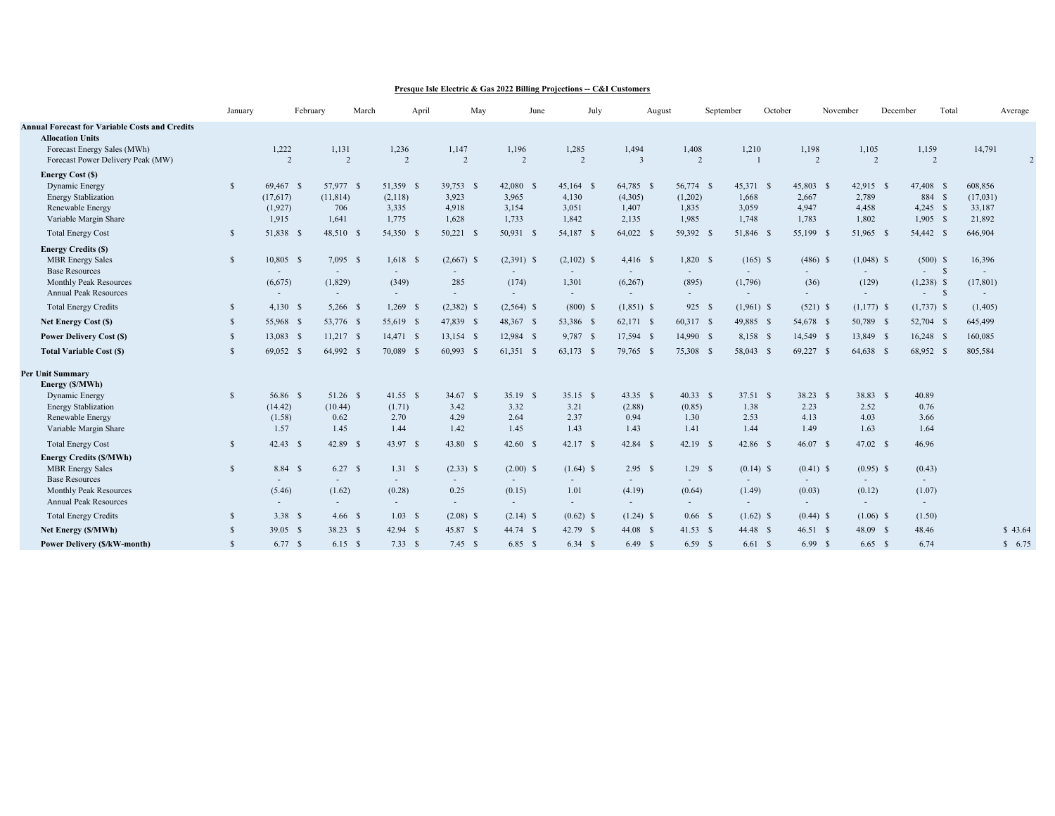**Presque Isle Electric & Gas 2022 Billing Projections -- C&I Customers**

| | January | February | March | April | May | June | July | August | September | October | November | December | Total | Average |
|---|---|---|---|---|---|---|---|---|---|---|---|---|---|---|
| **Annual Forecast for Variable Costs and Credits** | | | | | | | | | | | | | | |
| **Allocation Units** | | | | | | | | | | | | | | |
| Forecast Energy Sales (MWh) | 1,222 | 1,131 | 1,236 | 1,147 | 1,196 | 1,285 | 1,494 | 1,408 | 1,210 | 1,198 | 1,105 | 1,159 | 14,791 | |
| Forecast Power Delivery Peak (MW) | 2 | 2 | 2 | 2 | 2 | 2 | 3 | 2 | 1 | 2 | 2 | 2 | | 2 |
| **Energy Cost ($)** | | | | | | | | | | | | | | |
| Dynamic Energy | $ 69,467 | $ 57,977 | $ 51,359 | $ 39,753 | $ 42,080 | $ 45,164 | $ 64,785 | $ 56,774 | $ 45,371 | $ 45,803 | $ 42,915 | $ 47,408 | $ 608,856 | |
| Energy Stablization | (17,617) | (11,814) | (2,118) | 3,923 | 3,965 | 4,130 | (4,305) | (1,202) | 1,668 | 2,667 | 2,789 | 884 | $ (17,031) | |
| Renewable Energy | (1,927) | 706 | 3,335 | 4,918 | 3,154 | 3,051 | 1,407 | 1,835 | 3,059 | 4,947 | 4,458 | 4,245 | $ 33,187 | |
| Variable Margin Share | 1,915 | 1,641 | 1,775 | 1,628 | 1,733 | 1,842 | 2,135 | 1,985 | 1,748 | 1,783 | 1,802 | 1,905 | $ 21,892 | |
| Total Energy Cost | $ 51,838 | $ 48,510 | $ 54,350 | $ 50,221 | $ 50,931 | $ 54,187 | $ 64,022 | $ 59,392 | $ 51,846 | $ 55,199 | $ 51,965 | $ 54,442 | $ 646,904 | |
| **Energy Credits ($)** | | | | | | | | | | | | | | |
| MBR Energy Sales | $ 10,805 | $ 7,095 | $ 1,618 | $ (2,667) | $ (2,391) | $ (2,102) | $ 4,416 | $ 1,820 | $ (165) | $ (486) | $ (1,048) | $ (500) | $ 16,396 | |
| Base Resources | - | - | - | - | - | - | - | - | - | - | - | - | $ - | |
| Monthly Peak Resources | (6,675) | (1,829) | (349) | 285 | (174) | 1,301 | (6,267) | (895) | (1,796) | (36) | (129) | (1,238) | $ (17,801) | |
| Annual Peak Resources | - | - | - | - | - | - | - | - | - | - | - | - | $ - | |
| Total Energy Credits | $ 4,130 | $ 5,266 | $ 1,269 | $ (2,382) | $ (2,564) | $ (800) | $ (1,851) | $ 925 | $ (1,961) | $ (521) | $ (1,177) | $ (1,737) | $ (1,405) | |
| **Net Energy Cost ($)** | $ 55,968 | $ 53,776 | $ 55,619 | $ 47,839 | $ 48,367 | $ 53,386 | $ 62,171 | $ 60,317 | $ 49,885 | $ 54,678 | $ 50,789 | $ 52,704 | $ 645,499 | |
| **Power Delivery Cost ($)** | $ 13,083 | $ 11,217 | $ 14,471 | $ 13,154 | $ 12,984 | $ 9,787 | $ 17,594 | $ 14,990 | $ 8,158 | $ 14,549 | $ 13,849 | $ 16,248 | $ 160,085 | |
| **Total Variable Cost ($)** | $ 69,052 | $ 64,992 | $ 70,089 | $ 60,993 | $ 61,351 | $ 63,173 | $ 79,765 | $ 75,308 | $ 58,043 | $ 69,227 | $ 64,638 | $ 68,952 | $ 805,584 | |
| **Per Unit Summary** | | | | | | | | | | | | | | |
| **Energy ($/MWh)** | | | | | | | | | | | | | | |
| Dynamic Energy | $ 56.86 | $ 51.26 | $ 41.55 | $ 34.67 | $ 35.19 | $ 35.15 | $ 43.35 | $ 40.33 | $ 37.51 | $ 38.23 | $ 38.83 | $ 40.89 | | |
| Energy Stablization | (14.42) | (10.44) | (1.71) | 3.42 | 3.32 | 3.21 | (2.88) | (0.85) | 1.38 | 2.23 | 2.52 | 0.76 | | |
| Renewable Energy | (1.58) | 0.62 | 2.70 | 4.29 | 2.64 | 2.37 | 0.94 | 1.30 | 2.53 | 4.13 | 4.03 | 3.66 | | |
| Variable Margin Share | 1.57 | 1.45 | 1.44 | 1.42 | 1.45 | 1.43 | 1.43 | 1.41 | 1.44 | 1.49 | 1.63 | 1.64 | | |
| Total Energy Cost | $ 42.43 | $ 42.89 | $ 43.97 | $ 43.80 | $ 42.60 | $ 42.17 | $ 42.84 | $ 42.19 | $ 42.86 | $ 46.07 | $ 47.02 | $ 46.96 | | |
| **Energy Credits ($/MWh)** | | | | | | | | | | | | | | |
| MBR Energy Sales | $ 8.84 | $ 6.27 | $ 1.31 | $ (2.33) | $ (2.00) | $ (1.64) | $ 2.95 | $ 1.29 | $ (0.14) | $ (0.41) | $ (0.95) | $ (0.43) | | |
| Base Resources | - | - | - | - | - | - | - | - | - | - | - | - | | |
| Monthly Peak Resources | (5.46) | (1.62) | (0.28) | 0.25 | (0.15) | 1.01 | (4.19) | (0.64) | (1.49) | (0.03) | (0.12) | (1.07) | | |
| Annual Peak Resources | - | - | - | - | - | - | - | - | - | - | - | - | | |
| Total Energy Credits | $ 3.38 | $ 4.66 | $ 1.03 | $ (2.08) | $ (2.14) | $ (0.62) | $ (1.24) | $ 0.66 | $ (1.62) | $ (0.44) | $ (1.06) | $ (1.50) | | |
| **Net Energy ($/MWh)** | $ 39.05 | $ 38.23 | $ 42.94 | $ 45.87 | $ 44.74 | $ 42.79 | $ 44.08 | $ 41.53 | $ 44.48 | $ 46.51 | $ 48.09 | $ 48.46 | | $ 43.64 |
| **Power Delivery ($/kW-month)** | $ 6.77 | $ 6.15 | $ 7.33 | $ 7.45 | $ 6.85 | $ 6.34 | $ 6.49 | $ 6.59 | $ 6.61 | $ 6.99 | $ 6.65 | $ 6.74 | | $ 6.75 |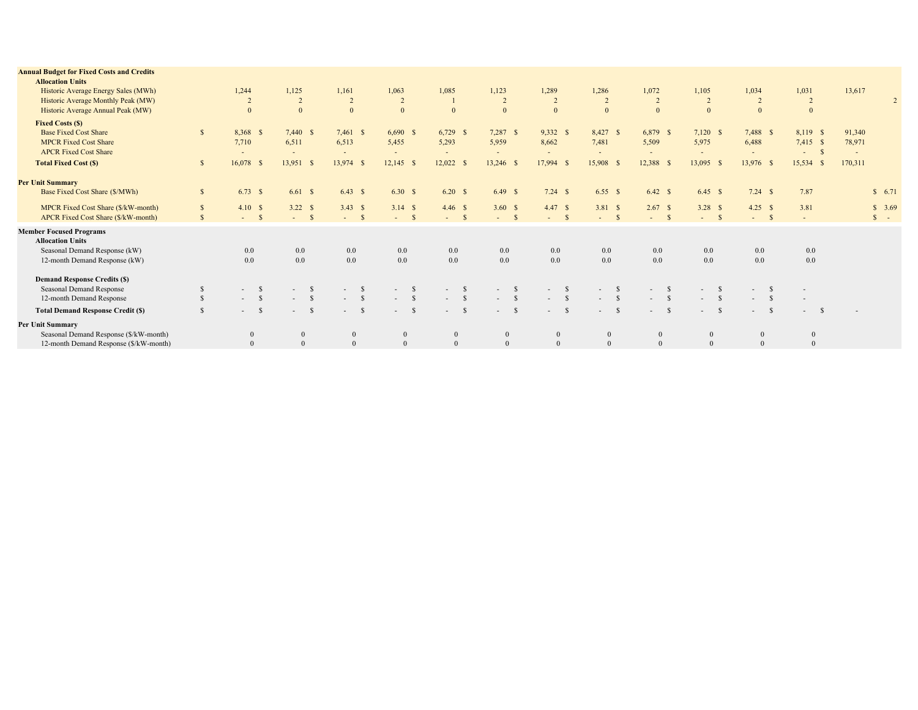| | | | | | | | | | | | | | | |
|---|---|---|---|---|---|---|---|---|---|---|---|---|---|---|
| **Annual Budget for Fixed Costs and Credits** | | | | | | | | | | | | | | |
| **Allocation Units** | | | | | | | | | | | | | | |
| Historic Average Energy Sales (MWh) | 1,244 | 1,125 | 1,161 | 1,063 | 1,085 | 1,123 | 1,289 | 1,286 | 1,072 | 1,105 | 1,034 | 1,031 | 13,617 | |
| Historic Average Monthly Peak (MW) | 2 | 2 | 2 | 2 | 1 | 2 | 2 | 2 | 2 | 2 | 2 | 2 | | 2 |
| Historic Average Annual Peak (MW) | 0 | 0 | 0 | 0 | 0 | 0 | 0 | 0 | 0 | 0 | 0 | 0 | | |
| **Fixed Costs ($)** | | | | | | | | | | | | | | |
| Base Fixed Cost Share | $ 8,368 | $ 7,440 | $ 7,461 | $ 6,690 | $ 6,729 | $ 7,287 | $ 9,332 | $ 8,427 | $ 6,879 | $ 7,120 | $ 7,488 | $ 8,119 | $ 91,340 | |
| MPCR Fixed Cost Share | 7,710 | 6,511 | 6,513 | 5,455 | 5,293 | 5,959 | 8,662 | 7,481 | 5,509 | 5,975 | 6,488 | 7,415 | $ 78,971 | |
| APCR Fixed Cost Share | - | - | - | - | - | - | - | - | - | - | - | - | $ - | |
| **Total Fixed Cost ($)** | $ 16,078 | $ 13,951 | $ 13,974 | $ 12,145 | $ 12,022 | $ 13,246 | $ 17,994 | $ 15,908 | $ 12,388 | $ 13,095 | $ 13,976 | $ 15,534 | $ 170,311 | |
| **Per Unit Summary** | | | | | | | | | | | | | | |
| Base Fixed Cost Share ($/MWh) | $ 6.73 | $ 6.61 | $ 6.43 | $ 6.30 | $ 6.20 | $ 6.49 | $ 7.24 | $ 6.55 | $ 6.42 | $ 6.45 | $ 7.24 | $ 7.87 | | $ 6.71 |
| MPCR Fixed Cost Share ($/kW-month) | $ 4.10 | $ 3.22 | $ 3.43 | $ 3.14 | $ 4.46 | $ 3.60 | $ 4.47 | $ 3.81 | $ 2.67 | $ 3.28 | $ 4.25 | $ 3.81 | | $ 3.69 |
| APCR Fixed Cost Share ($/kW-month) | $ - | $ - | $ - | $ - | $ - | $ - | $ - | $ - | $ - | $ - | $ - | $ - | | $ - |
| **Member Focused Programs** | | | | | | | | | | | | | | |
| **Allocation Units** | | | | | | | | | | | | | | |
| Seasonal Demand Response (kW) | 0.0 | 0.0 | 0.0 | 0.0 | 0.0 | 0.0 | 0.0 | 0.0 | 0.0 | 0.0 | 0.0 | 0.0 | | |
| 12-month Demand Response (kW) | 0.0 | 0.0 | 0.0 | 0.0 | 0.0 | 0.0 | 0.0 | 0.0 | 0.0 | 0.0 | 0.0 | 0.0 | | |
| **Demand Response Credits ($)** | | | | | | | | | | | | | | |
| Seasonal Demand Response | $ - | $ - | $ - | $ - | $ - | $ - | $ - | $ - | $ - | $ - | $ - | $ - | | |
| 12-month Demand Response | $ - | $ - | $ - | $ - | $ - | $ - | $ - | $ - | $ - | $ - | $ - | $ - | | |
| **Total Demand Response Credit ($)** | $ - | $ - | $ - | $ - | $ - | $ - | $ - | $ - | $ - | $ - | $ - | $ - | $ - | |
| **Per Unit Summary** | | | | | | | | | | | | | | |
| Seasonal Demand Response ($/kW-month) | 0 | 0 | 0 | 0 | 0 | 0 | 0 | 0 | 0 | 0 | 0 | 0 | | |
| 12-month Demand Response ($/kW-month) | 0 | 0 | 0 | 0 | 0 | 0 | 0 | 0 | 0 | 0 | 0 | 0 | | |